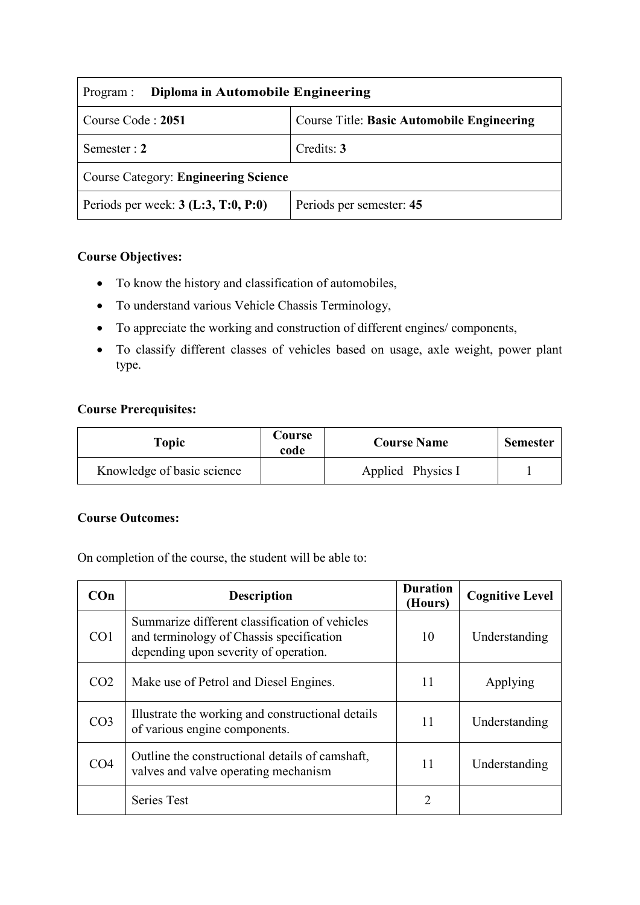| Program : **Diploma in Automobile Engineering** | |
|---|---|
| Course Code : **2051** | Course Title: **Basic Automobile Engineering** |
| Semester : **2** | Credits: **3** |
| Course Category: **Engineering Science** | |
| Periods per week: **3 (L:3, T:0, P:0)** | Periods per semester: **45** |

**Course Objectives:**

- To know the history and classification of automobiles,
- To understand various Vehicle Chassis Terminology,
- To appreciate the working and construction of different engines/ components,
- To classify different classes of vehicles based on usage, axle weight, power plant type.

**Course Prerequisites:**

| Topic | Course code | Course Name | Semester |
|---|---|---|---|
| Knowledge of basic science | | Applied Physics I | 1 |

**Course Outcomes:**

On completion of the course, the student will be able to:

| COn | Description | Duration (Hours) | Cognitive Level |
|---|---|---|---|
| CO1 | Summarize different classification of vehicles and terminology of Chassis specification depending upon severity of operation. | 10 | Understanding |
| CO2 | Make use of Petrol and Diesel Engines. | 11 | Applying |
| CO3 | Illustrate the working and constructional details of various engine components. | 11 | Understanding |
| CO4 | Outline the constructional details of camshaft, valves and valve operating mechanism | 11 | Understanding |
| | Series Test | 2 | |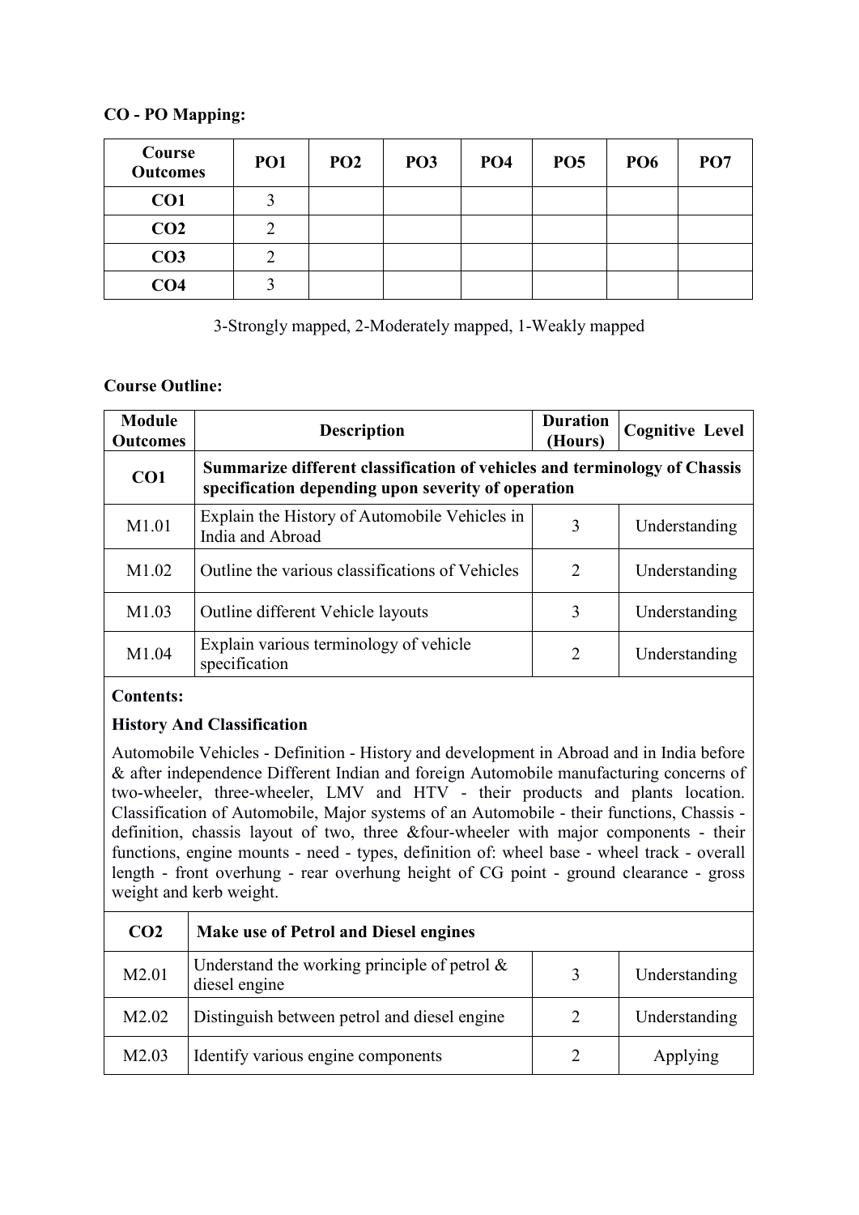**CO - PO Mapping:**

| Course Outcomes | PO1 | PO2 | PO3 | PO4 | PO5 | PO6 | PO7 |
|---|---|---|---|---|---|---|---|
| **CO1** | 3 | | | | | | |
| **CO2** | 2 | | | | | | |
| **CO3** | 2 | | | | | | |
| **CO4** | 3 | | | | | | |

3-Strongly mapped, 2-Moderately mapped, 1-Weakly mapped

**Course Outline:**

| Module Outcomes | Description | Duration (Hours) | Cognitive Level |
|---|---|---|---|
| **CO1** | **Summarize different classification of vehicles and terminology of Chassis specification depending upon severity of operation** | | |
| M1.01 | Explain the History of Automobile Vehicles in India and Abroad | 3 | Understanding |
| M1.02 | Outline the various classifications of Vehicles | 2 | Understanding |
| M1.03 | Outline different Vehicle layouts | 3 | Understanding |
| M1.04 | Explain various terminology of vehicle specification | 2 | Understanding |

**Contents:**

**History And Classification**

Automobile Vehicles - Definition - History and development in Abroad and in India before & after independence Different Indian and foreign Automobile manufacturing concerns of two-wheeler, three-wheeler, LMV and HTV - their products and plants location. Classification of Automobile, Major systems of an Automobile - their functions, Chassis - definition, chassis layout of two, three &four-wheeler with major components - their functions, engine mounts - need - types, definition of: wheel base - wheel track - overall length - front overhung - rear overhung height of CG point - ground clearance - gross weight and kerb weight.

| CO2 | Make use of Petrol and Diesel engines | | |
|---|---|---|---|
| M2.01 | Understand the working principle of petrol & diesel engine | 3 | Understanding |
| M2.02 | Distinguish between petrol and diesel engine | 2 | Understanding |
| M2.03 | Identify various engine components | 2 | Applying |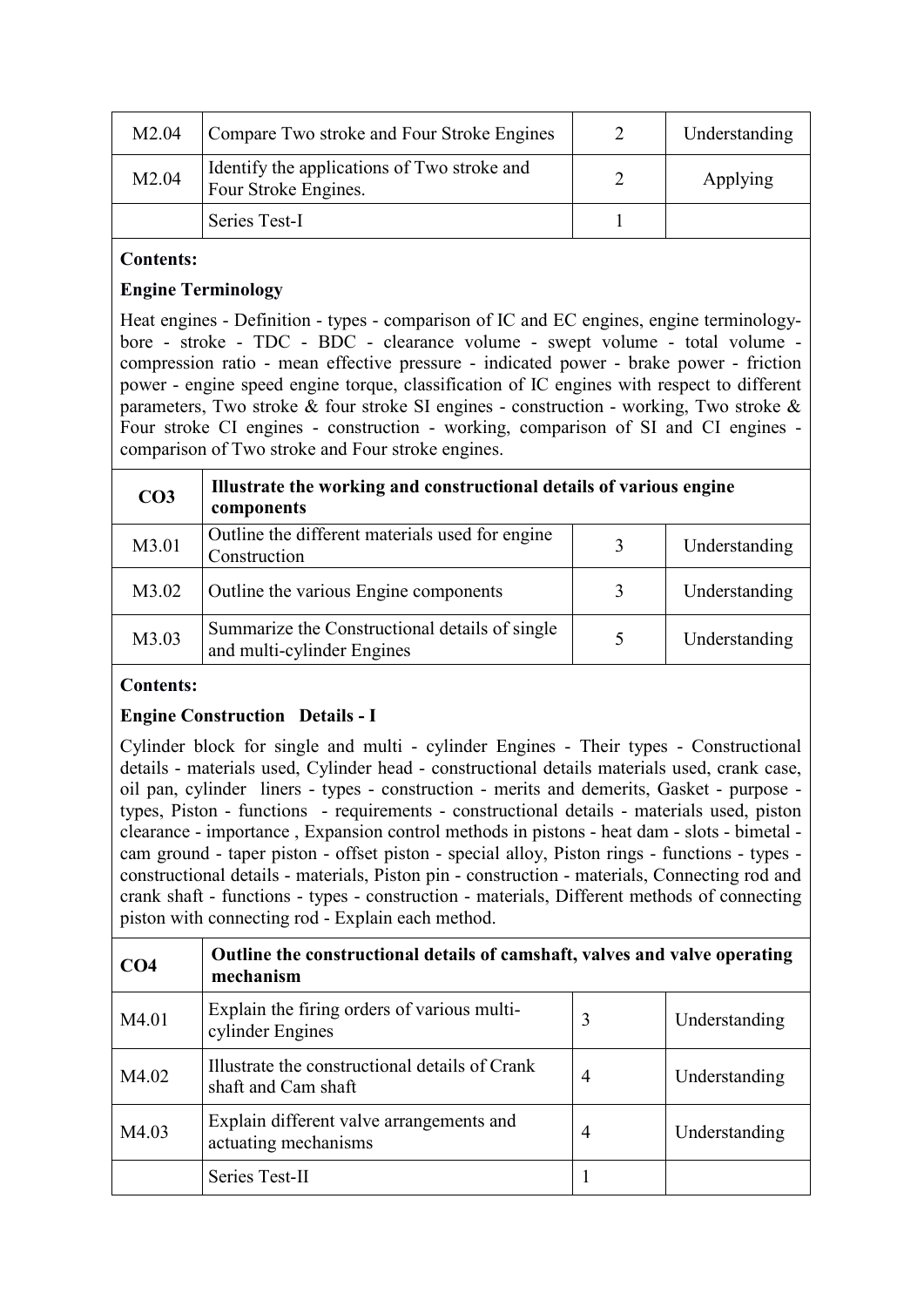| M2.04 | Compare Two stroke and Four Stroke Engines | 2 | Understanding |
|---|---|---|---|
| M2.04 | Identify the applications of Two stroke and Four Stroke Engines. | 2 | Applying |
| | Series Test-I | 1 | |

**Contents:**

**Engine Terminology**

Heat engines - Definition - types - comparison of IC and EC engines, engine terminology- bore - stroke - TDC - BDC - clearance volume - swept volume - total volume - compression ratio - mean effective pressure - indicated power - brake power - friction power - engine speed engine torque, classification of IC engines with respect to different parameters, Two stroke & four stroke SI engines - construction - working, Two stroke & Four stroke CI engines - construction - working, comparison of SI and CI engines - comparison of Two stroke and Four stroke engines.

| **CO3** | **Illustrate the working and constructional details of various engine components** | | |
|---|---|---|---|
| M3.01 | Outline the different materials used for engine Construction | 3 | Understanding |
| M3.02 | Outline the various Engine components | 3 | Understanding |
| M3.03 | Summarize the Constructional details of single and multi-cylinder Engines | 5 | Understanding |

**Contents:**

**Engine Construction Details - I**

Cylinder block for single and multi - cylinder Engines - Their types - Constructional details - materials used, Cylinder head - constructional details materials used, crank case, oil pan, cylinder liners - types - construction - merits and demerits, Gasket - purpose - types, Piston - functions - requirements - constructional details - materials used, piston clearance - importance , Expansion control methods in pistons - heat dam - slots - bimetal - cam ground - taper piston - offset piston - special alloy, Piston rings - functions - types - constructional details - materials, Piston pin - construction - materials, Connecting rod and crank shaft - functions - types - construction - materials, Different methods of connecting piston with connecting rod - Explain each method.

| **CO4** | **Outline the constructional details of camshaft, valves and valve operating mechanism** | | |
|---|---|---|---|
| M4.01 | Explain the firing orders of various multi-cylinder Engines | 3 | Understanding |
| M4.02 | Illustrate the constructional details of Crank shaft and Cam shaft | 4 | Understanding |
| M4.03 | Explain different valve arrangements and actuating mechanisms | 4 | Understanding |
| | Series Test-II | 1 | |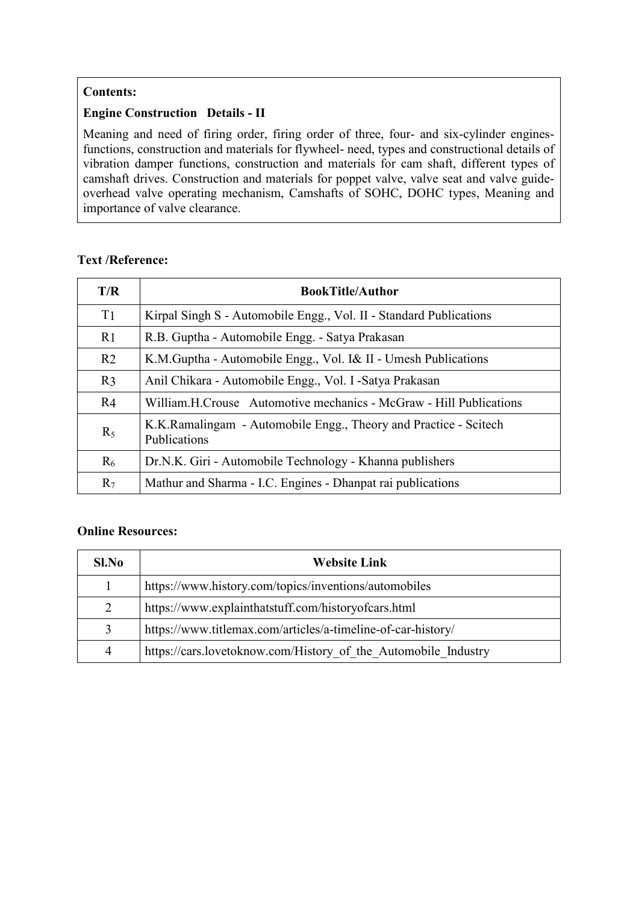**Contents:**

**Engine Construction Details - II**

Meaning and need of firing order, firing order of three, four- and six-cylinder engines- functions, construction and materials for flywheel- need, types and constructional details of vibration damper functions, construction and materials for cam shaft, different types of camshaft drives. Construction and materials for poppet valve, valve seat and valve guide- overhead valve operating mechanism, Camshafts of SOHC, DOHC types, Meaning and importance of valve clearance.

**Text /Reference:**

| T/R | BookTitle/Author |
|---|---|
| T1 | Kirpal Singh S - Automobile Engg., Vol. II - Standard Publications |
| R1 | R.B. Guptha - Automobile Engg. - Satya Prakasan |
| R2 | K.M.Guptha - Automobile Engg., Vol. I& II - Umesh Publications |
| R3 | Anil Chikara - Automobile Engg., Vol. I -Satya Prakasan |
| R4 | William.H.Crouse Automotive mechanics - McGraw - Hill Publications |
| $R_5$ | K.K.Ramalingam - Automobile Engg., Theory and Practice - Scitech Publications |
| $R_6$ | Dr.N.K. Giri - Automobile Technology - Khanna publishers |
| $R_7$ | Mathur and Sharma - I.C. Engines - Dhanpat rai publications |

**Online Resources:**

| Sl.No | Website Link |
|---|---|
| 1 | https://www.history.com/topics/inventions/automobiles |
| 2 | https://www.explainthatstuff.com/historyofcars.html |
| 3 | https://www.titlemax.com/articles/a-timeline-of-car-history/ |
| 4 | https://cars.lovetoknow.com/History_of_the_Automobile_Industry |